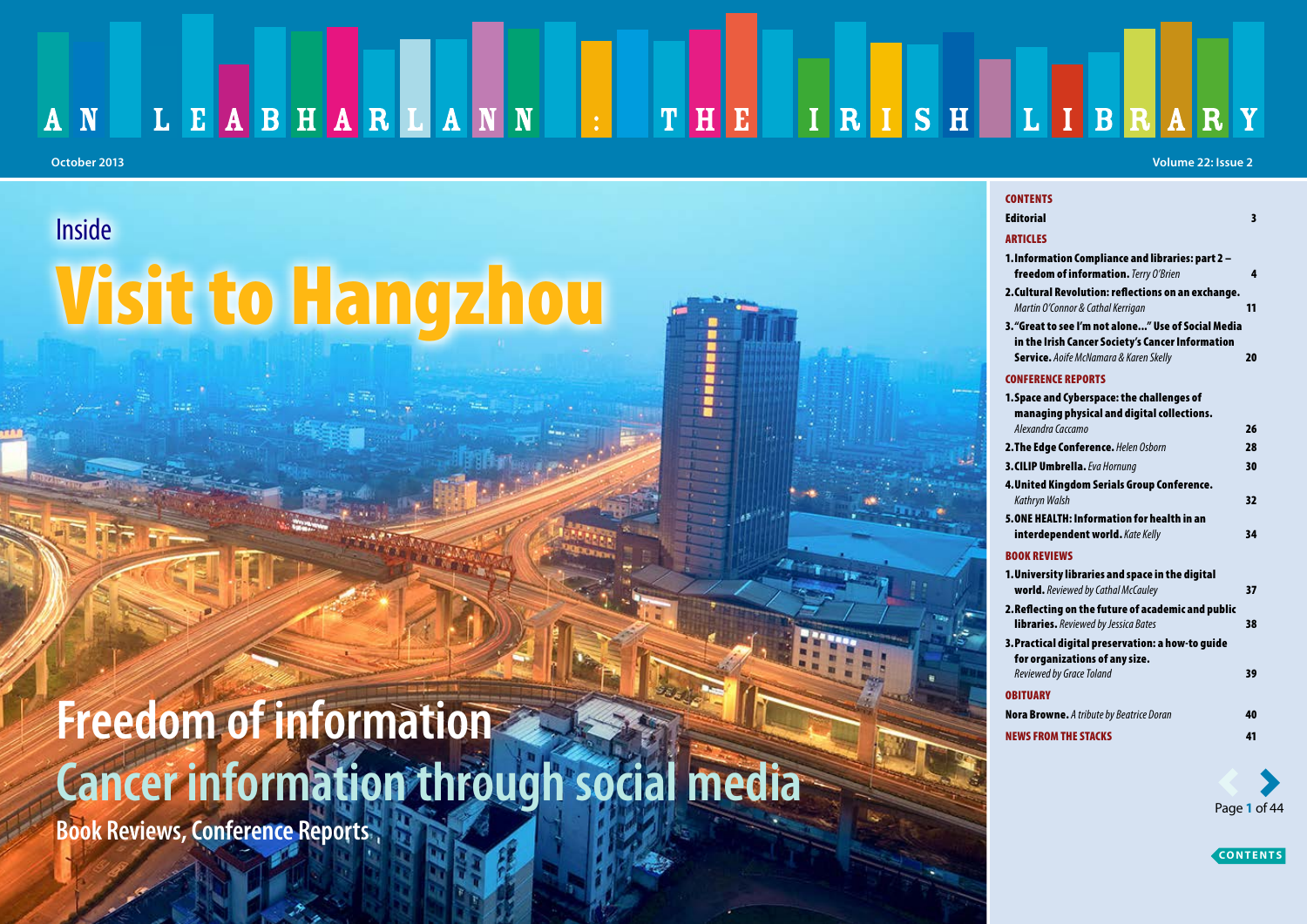# AN LEABHARLANN : THE IRISH LIBRARY

October 2013

Volume 22: Issue 2

Inside

# Visit to Hangzhou

## Freedom of information

## Cancer information through social media

**Book Reviews, Conference Reports**

## CONTENTS

| | |
|---|---|
| **Editorial** | 3 |
| **ARTICLES** | |
| **1. Information Compliance and libraries: part 2 – freedom of information.** *Terry O'Brien* | 4 |
| **2. Cultural Revolution: reflections on an exchange.** *Martin O'Connor & Cathal Kerrigan* | 11 |
| **3. "Great to see I'm not alone..." Use of Social Media in the Irish Cancer Society's Cancer Information Service.** *Aoife McNamara & Karen Skelly* | 20 |
| **CONFERENCE REPORTS** | |
| **1. Space and Cyberspace: the challenges of managing physical and digital collections.** *Alexandra Caccamo* | 26 |
| **2. The Edge Conference.** *Helen Osborn* | 28 |
| **3. CILIP Umbrella.** *Eva Hornung* | 30 |
| **4. United Kingdom Serials Group Conference.** *Kathryn Walsh* | 32 |
| **5. ONE HEALTH: Information for health in an interdependent world.** *Kate Kelly* | 34 |
| **BOOK REVIEWS** | |
| **1. University libraries and space in the digital world.** *Reviewed by Cathal McCauley* | 37 |
| **2. Reflecting on the future of academic and public libraries.** *Reviewed by Jessica Bates* | 38 |
| **3. Practical digital preservation: a how-to guide for organizations of any size.** *Reviewed by Grace Toland* | 39 |
| **OBITUARY** | |
| **Nora Browne.** *A tribute by Beatrice Doran* | 40 |
| **NEWS FROM THE STACKS** | 41 |

CONTENTS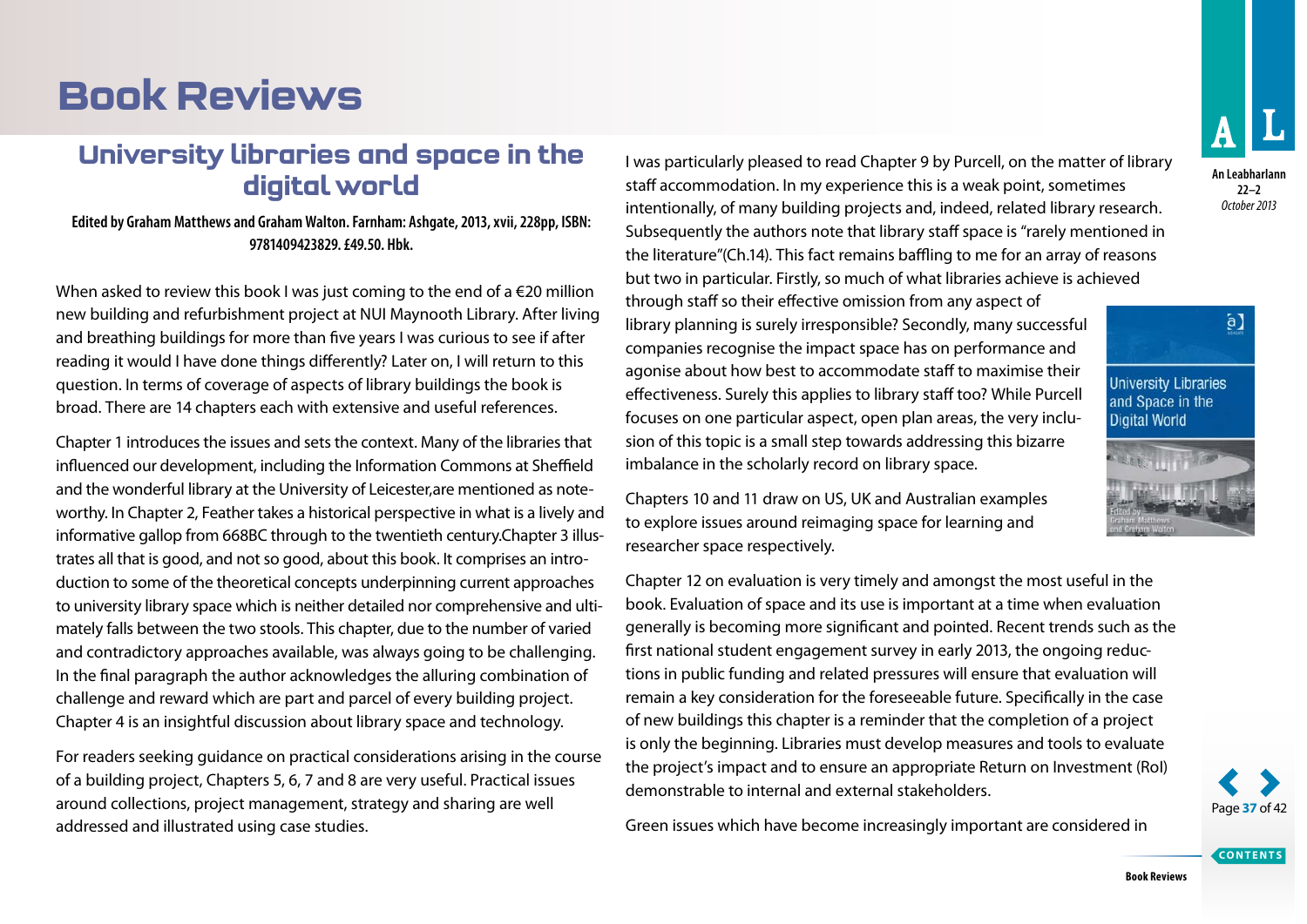# Book Reviews

## University libraries and space in the digital world

**Edited by Graham Matthews and Graham Walton. Farnham: Ashgate, 2013, xvii, 228pp, ISBN: 9781409423829. £49.50. Hbk.**

When asked to review this book I was just coming to the end of a €20 million new building and refurbishment project at NUI Maynooth Library. After living and breathing buildings for more than five years I was curious to see if after reading it would I have done things differently? Later on, I will return to this question. In terms of coverage of aspects of library buildings the book is broad. There are 14 chapters each with extensive and useful references.

Chapter 1 introduces the issues and sets the context. Many of the libraries that influenced our development, including the Information Commons at Sheffield and the wonderful library at the University of Leicester,are mentioned as noteworthy. In Chapter 2, Feather takes a historical perspective in what is a lively and informative gallop from 668BC through to the twentieth century.Chapter 3 illustrates all that is good, and not so good, about this book. It comprises an introduction to some of the theoretical concepts underpinning current approaches to university library space which is neither detailed nor comprehensive and ultimately falls between the two stools. This chapter, due to the number of varied and contradictory approaches available, was always going to be challenging. In the final paragraph the author acknowledges the alluring combination of challenge and reward which are part and parcel of every building project. Chapter 4 is an insightful discussion about library space and technology.

For readers seeking guidance on practical considerations arising in the course of a building project, Chapters 5, 6, 7 and 8 are very useful. Practical issues around collections, project management, strategy and sharing are well addressed and illustrated using case studies.

I was particularly pleased to read Chapter 9 by Purcell, on the matter of library staff accommodation. In my experience this is a weak point, sometimes intentionally, of many building projects and, indeed, related library research. Subsequently the authors note that library staff space is "rarely mentioned in the literature"(Ch.14). This fact remains baffling to me for an array of reasons but two in particular. Firstly, so much of what libraries achieve is achieved through staff so their effective omission from any aspect of library planning is surely irresponsible? Secondly, many successful companies recognise the impact space has on performance and agonise about how best to accommodate staff to maximise their effectiveness. Surely this applies to library staff too? While Purcell focuses on one particular aspect, open plan areas, the very inclusion of this topic is a small step towards addressing this bizarre imbalance in the scholarly record on library space.

Chapters 10 and 11 draw on US, UK and Australian examples to explore issues around reimaging space for learning and researcher space respectively.

Chapter 12 on evaluation is very timely and amongst the most useful in the book. Evaluation of space and its use is important at a time when evaluation generally is becoming more significant and pointed. Recent trends such as the first national student engagement survey in early 2013, the ongoing reductions in public funding and related pressures will ensure that evaluation will remain a key consideration for the foreseeable future. Specifically in the case of new buildings this chapter is a reminder that the completion of a project is only the beginning. Libraries must develop measures and tools to evaluate the project's impact and to ensure an appropriate Return on Investment (RoI) demonstrable to internal and external stakeholders.

Green issues which have become increasingly important are considered in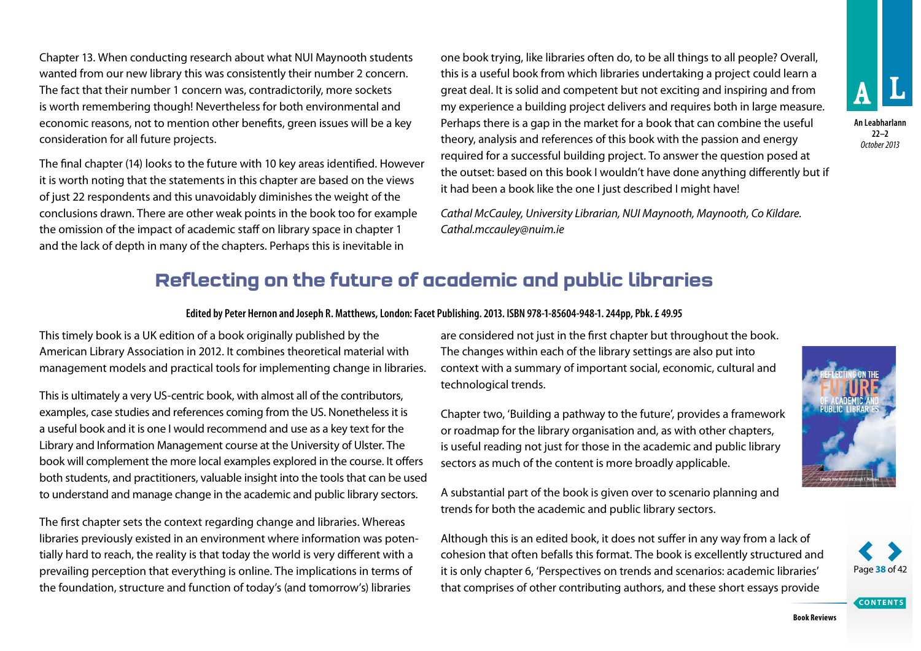Chapter 13. When conducting research about what NUI Maynooth students wanted from our new library this was consistently their number 2 concern. The fact that their number 1 concern was, contradictorily, more sockets is worth remembering though! Nevertheless for both environmental and economic reasons, not to mention other benefits, green issues will be a key consideration for all future projects.

The final chapter (14) looks to the future with 10 key areas identified. However it is worth noting that the statements in this chapter are based on the views of just 22 respondents and this unavoidably diminishes the weight of the conclusions drawn. There are other weak points in the book too for example the omission of the impact of academic staff on library space in chapter 1 and the lack of depth in many of the chapters. Perhaps this is inevitable in one book trying, like libraries often do, to be all things to all people? Overall, this is a useful book from which libraries undertaking a project could learn a great deal. It is solid and competent but not exciting and inspiring and from my experience a building project delivers and requires both in large measure. Perhaps there is a gap in the market for a book that can combine the useful theory, analysis and references of this book with the passion and energy required for a successful building project. To answer the question posed at the outset: based on this book I wouldn't have done anything differently but if it had been a book like the one I just described I might have!

*Cathal McCauley, University Librarian, NUI Maynooth, Maynooth, Co Kildare. Cathal.mccauley@nuim.ie*

## Reflecting on the future of academic and public libraries

**Edited by Peter Hernon and Joseph R. Matthews, London: Facet Publishing. 2013. ISBN 978-1-85604-948-1. 244pp, Pbk. £ 49.95**

This timely book is a UK edition of a book originally published by the American Library Association in 2012. It combines theoretical material with management models and practical tools for implementing change in libraries.

This is ultimately a very US-centric book, with almost all of the contributors, examples, case studies and references coming from the US. Nonetheless it is a useful book and it is one I would recommend and use as a key text for the Library and Information Management course at the University of Ulster. The book will complement the more local examples explored in the course. It offers both students, and practitioners, valuable insight into the tools that can be used to understand and manage change in the academic and public library sectors.

The first chapter sets the context regarding change and libraries. Whereas libraries previously existed in an environment where information was potentially hard to reach, the reality is that today the world is very different with a prevailing perception that everything is online. The implications in terms of the foundation, structure and function of today's (and tomorrow's) libraries are considered not just in the first chapter but throughout the book. The changes within each of the library settings are also put into context with a summary of important social, economic, cultural and technological trends.

Chapter two, 'Building a pathway to the future', provides a framework or roadmap for the library organisation and, as with other chapters, is useful reading not just for those in the academic and public library sectors as much of the content is more broadly applicable.

A substantial part of the book is given over to scenario planning and trends for both the academic and public library sectors.

Although this is an edited book, it does not suffer in any way from a lack of cohesion that often befalls this format. The book is excellently structured and it is only chapter 6, 'Perspectives on trends and scenarios: academic libraries' that comprises of other contributing authors, and these short essays provide